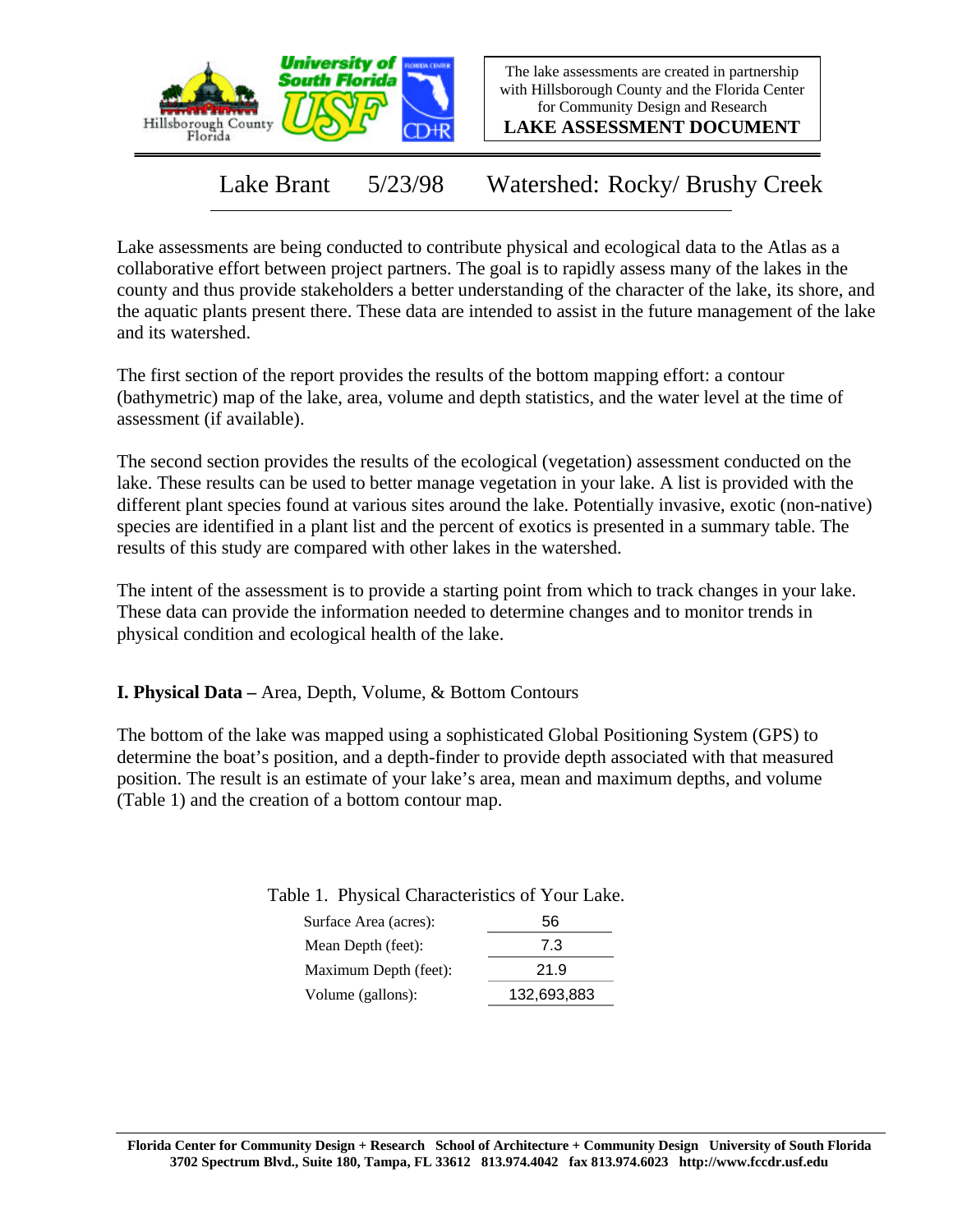The lake assessments are created in partnership with Hillsborough County and the Florida Center for Community Design and Research

**LAKE ASSESSMENT DOCUMENT**

# Lake Brant 5/23/98 Watershed: Rocky/ Brushy Creek

Lake assessments are being conducted to contribute physical and ecological data to the Atlas as a collaborative effort between project partners. The goal is to rapidly assess many of the lakes in the county and thus provide stakeholders a better understanding of the character of the lake, its shore, and the aquatic plants present there. These data are intended to assist in the future management of the lake and its watershed.

The first section of the report provides the results of the bottom mapping effort: a contour (bathymetric) map of the lake, area, volume and depth statistics, and the water level at the time of assessment (if available).

The second section provides the results of the ecological (vegetation) assessment conducted on the lake. These results can be used to better manage vegetation in your lake. A list is provided with the different plant species found at various sites around the lake. Potentially invasive, exotic (non-native) species are identified in a plant list and the percent of exotics is presented in a summary table. The results of this study are compared with other lakes in the watershed.

The intent of the assessment is to provide a starting point from which to track changes in your lake. These data can provide the information needed to determine changes and to monitor trends in physical condition and ecological health of the lake.

## I. Physical Data – Area, Depth, Volume, & Bottom Contours

The bottom of the lake was mapped using a sophisticated Global Positioning System (GPS) to determine the boat's position, and a depth-finder to provide depth associated with that measured position. The result is an estimate of your lake's area, mean and maximum depths, and volume (Table 1) and the creation of a bottom contour map.

Table 1. Physical Characteristics of Your Lake.

| | |
|---|---|
| Surface Area (acres): | 56 |
| Mean Depth (feet): | 7.3 |
| Maximum Depth (feet): | 21.9 |
| Volume (gallons): | 132,693,883 |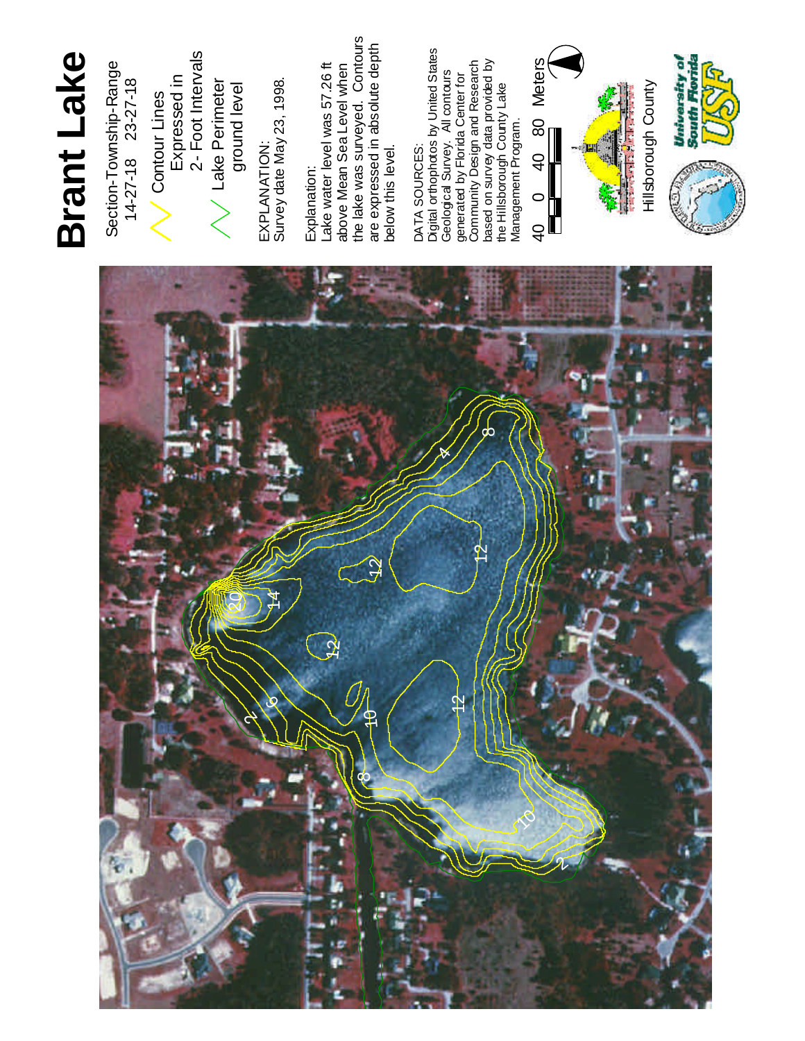# Brant Lake

Section-Township-Range
14-27-18 23-27-18

Contour Lines
Expressed in
2- Foot Intervals

Lake Perimeter
ground level

EXPLANATION:
Survey date May 23, 1998.

Explanation:
Lake water level was 57.26 ft above Mean Sea Level when the lake was surveyed. Contours are expressed in absolute depth below this level.

DATA SOURCES:
Digital orthophotos by United States Geological Survey. All contours generated by Florida Center for Community Design and Research based on survey data provided by the Hillsborough County Lake Management Program.

40 0 40 80 Meters

Hillsborough County

University of South Florida USF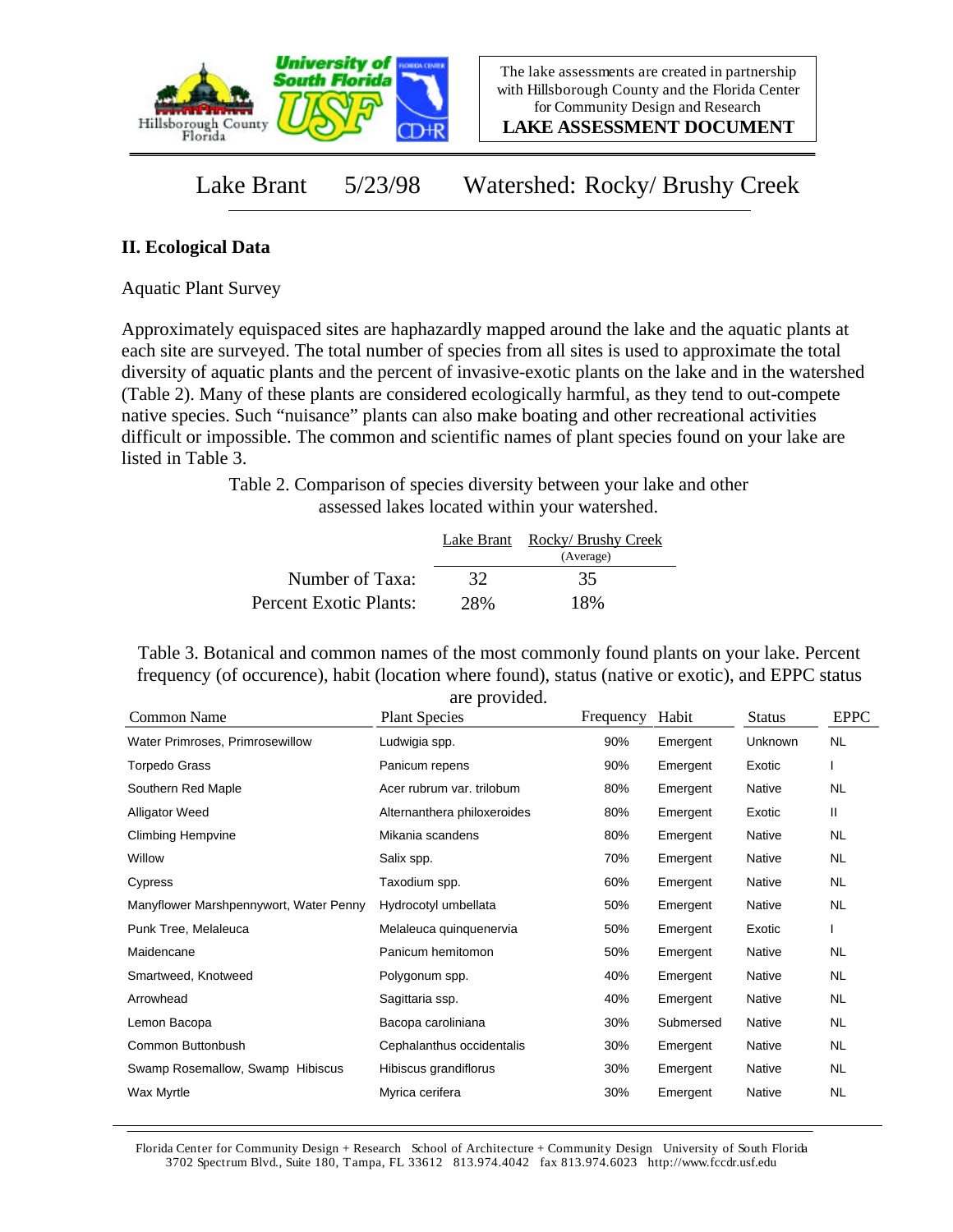Lake Brant 5/23/98 Watershed: Rocky/ Brushy Creek

## II. Ecological Data

Aquatic Plant Survey

Approximately equispaced sites are haphazardly mapped around the lake and the aquatic plants at each site are surveyed. The total number of species from all sites is used to approximate the total diversity of aquatic plants and the percent of invasive-exotic plants on the lake and in the watershed (Table 2). Many of these plants are considered ecologically harmful, as they tend to out-compete native species. Such "nuisance" plants can also make boating and other recreational activities difficult or impossible. The common and scientific names of plant species found on your lake are listed in Table 3.

Table 2. Comparison of species diversity between your lake and other assessed lakes located within your watershed.

| | Lake Brant | Rocky/ Brushy Creek (Average) |
|---|---|---|
| Number of Taxa: | 32 | 35 |
| Percent Exotic Plants: | 28% | 18% |

Table 3. Botanical and common names of the most commonly found plants on your lake. Percent frequency (of occurence), habit (location where found), status (native or exotic), and EPPC status are provided.

| Common Name | Plant Species | Frequency | Habit | Status | EPPC |
|---|---|---|---|---|---|
| Water Primroses, Primrosewillow | Ludwigia spp. | 90% | Emergent | Unknown | NL |
| Torpedo Grass | Panicum repens | 90% | Emergent | Exotic | I |
| Southern Red Maple | Acer rubrum var. trilobum | 80% | Emergent | Native | NL |
| Alligator Weed | Alternanthera philoxeroides | 80% | Emergent | Exotic | II |
| Climbing Hempvine | Mikania scandens | 80% | Emergent | Native | NL |
| Willow | Salix spp. | 70% | Emergent | Native | NL |
| Cypress | Taxodium spp. | 60% | Emergent | Native | NL |
| Manyflower Marshpennywort, Water Penny | Hydrocotyl umbellata | 50% | Emergent | Native | NL |
| Punk Tree, Melaleuca | Melaleuca quinquenervia | 50% | Emergent | Exotic | I |
| Maidencane | Panicum hemitomon | 50% | Emergent | Native | NL |
| Smartweed, Knotweed | Polygonum spp. | 40% | Emergent | Native | NL |
| Arrowhead | Sagittaria ssp. | 40% | Emergent | Native | NL |
| Lemon Bacopa | Bacopa caroliniana | 30% | Submersed | Native | NL |
| Common Buttonbush | Cephalanthus occidentalis | 30% | Emergent | Native | NL |
| Swamp Rosemallow, Swamp Hibiscus | Hibiscus grandiflorus | 30% | Emergent | Native | NL |
| Wax Myrtle | Myrica cerifera | 30% | Emergent | Native | NL |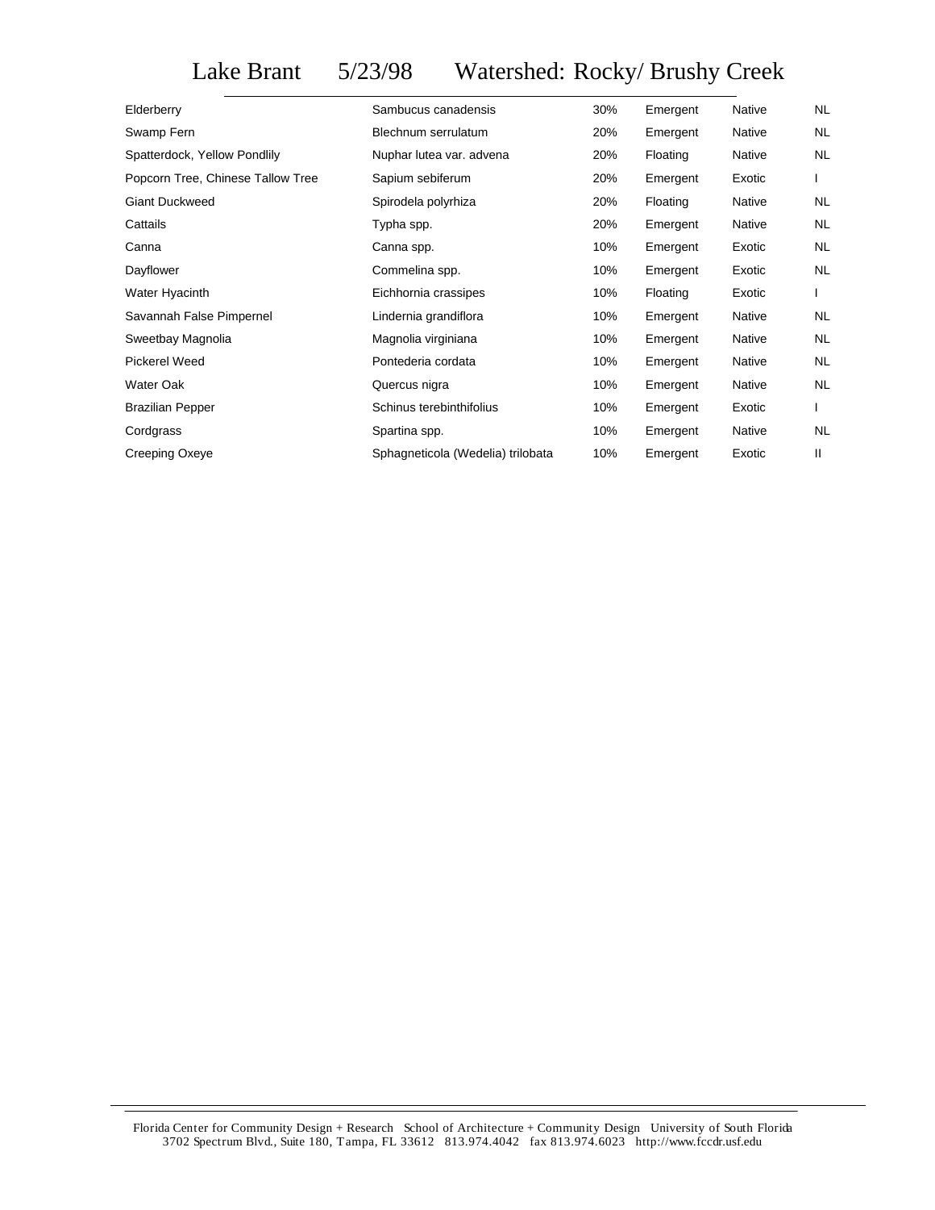# Lake Brant 5/23/98 Watershed: Rocky/ Brushy Creek

| | | | | | |
|---|---|---|---|---|---|
| Elderberry | Sambucus canadensis | 30% | Emergent | Native | NL |
| Swamp Fern | Blechnum serrulatum | 20% | Emergent | Native | NL |
| Spatterdock, Yellow Pondlily | Nuphar lutea var. advena | 20% | Floating | Native | NL |
| Popcorn Tree, Chinese Tallow Tree | Sapium sebiferum | 20% | Emergent | Exotic | I |
| Giant Duckweed | Spirodela polyrhiza | 20% | Floating | Native | NL |
| Cattails | Typha spp. | 20% | Emergent | Native | NL |
| Canna | Canna spp. | 10% | Emergent | Exotic | NL |
| Dayflower | Commelina spp. | 10% | Emergent | Exotic | NL |
| Water Hyacinth | Eichhornia crassipes | 10% | Floating | Exotic | I |
| Savannah False Pimpernel | Lindernia grandiflora | 10% | Emergent | Native | NL |
| Sweetbay Magnolia | Magnolia virginiana | 10% | Emergent | Native | NL |
| Pickerel Weed | Pontederia cordata | 10% | Emergent | Native | NL |
| Water Oak | Quercus nigra | 10% | Emergent | Native | NL |
| Brazilian Pepper | Schinus terebinthifolius | 10% | Emergent | Exotic | I |
| Cordgrass | Spartina spp. | 10% | Emergent | Native | NL |
| Creeping Oxeye | Sphagneticola (Wedelia) trilobata | 10% | Emergent | Exotic | II |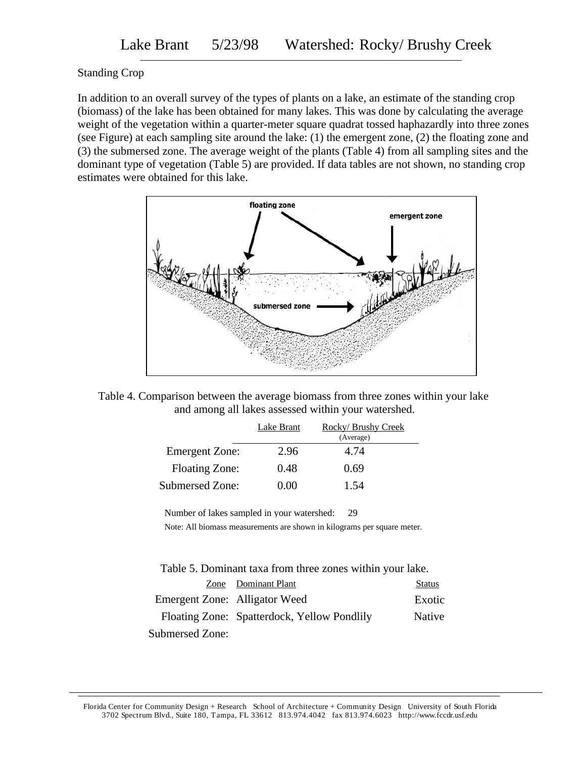# Lake Brant 5/23/98 Watershed: Rocky/ Brushy Creek

Standing Crop

In addition to an overall survey of the types of plants on a lake, an estimate of the standing crop (biomass) of the lake has been obtained for many lakes. This was done by calculating the average weight of the vegetation within a quarter-meter square quadrat tossed haphazardly into three zones (see Figure) at each sampling site around the lake: (1) the emergent zone, (2) the floating zone and (3) the submersed zone. The average weight of the plants (Table 4) from all sampling sites and the dominant type of vegetation (Table 5) are provided. If data tables are not shown, no standing crop estimates were obtained for this lake.

floating zone

emergent zone

submersed zone

Table 4. Comparison between the average biomass from three zones within your lake and among all lakes assessed within your watershed.

| | Lake Brant | Rocky/ Brushy Creek (Average) |
|---|---|---|
| Emergent Zone: | 2.96 | 4.74 |
| Floating Zone: | 0.48 | 0.69 |
| Submersed Zone: | 0.00 | 1.54 |

Number of lakes sampled in your watershed: 29

Note: All biomass measurements are shown in kilograms per square meter.

Table 5. Dominant taxa from three zones within your lake.

| Zone | Dominant Plant | Status |
|---|---|---|
| Emergent Zone: | Alligator Weed | Exotic |
| Floating Zone: | Spatterdock, Yellow Pondlily | Native |
| Submersed Zone: | | |